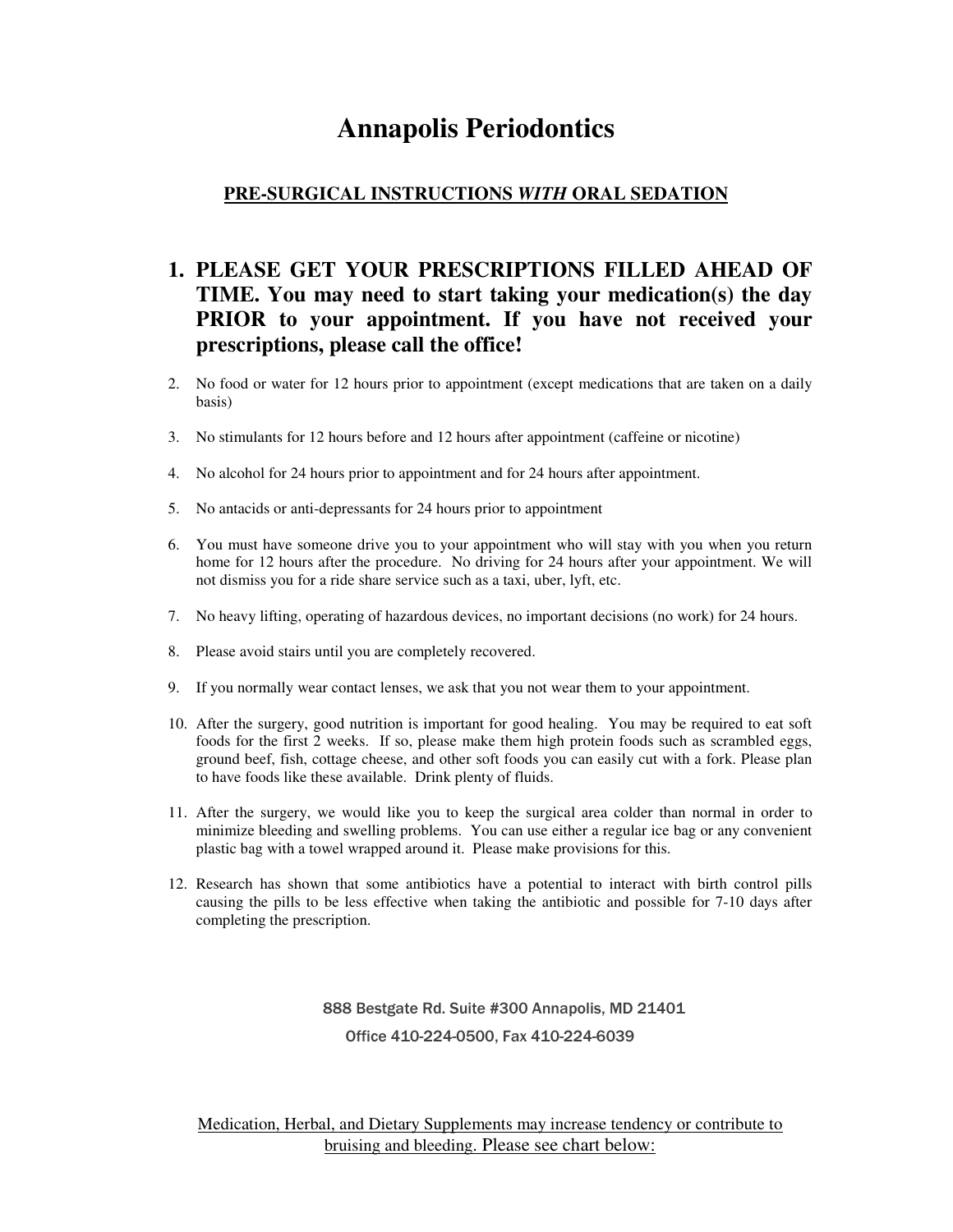# Annapolis Periodontics

## PRE-SURGICAL INSTRUCTIONS *WITH* ORAL SEDATION

1. **PLEASE GET YOUR PRESCRIPTIONS FILLED AHEAD OF TIME. You may need to start taking your medication(s) the day PRIOR to your appointment. If you have not received your prescriptions, please call the office!**

2. No food or water for 12 hours prior to appointment (except medications that are taken on a daily basis)

3. No stimulants for 12 hours before and 12 hours after appointment (caffeine or nicotine)

4. No alcohol for 24 hours prior to appointment and for 24 hours after appointment.

5. No antacids or anti-depressants for 24 hours prior to appointment

6. You must have someone drive you to your appointment who will stay with you when you return home for 12 hours after the procedure. No driving for 24 hours after your appointment. We will not dismiss you for a ride share service such as a taxi, uber, lyft, etc.

7. No heavy lifting, operating of hazardous devices, no important decisions (no work) for 24 hours.

8. Please avoid stairs until you are completely recovered.

9. If you normally wear contact lenses, we ask that you not wear them to your appointment.

10. After the surgery, good nutrition is important for good healing. You may be required to eat soft foods for the first 2 weeks. If so, please make them high protein foods such as scrambled eggs, ground beef, fish, cottage cheese, and other soft foods you can easily cut with a fork. Please plan to have foods like these available. Drink plenty of fluids.

11. After the surgery, we would like you to keep the surgical area colder than normal in order to minimize bleeding and swelling problems. You can use either a regular ice bag or any convenient plastic bag with a towel wrapped around it. Please make provisions for this.

12. Research has shown that some antibiotics have a potential to interact with birth control pills causing the pills to be less effective when taking the antibiotic and possible for 7-10 days after completing the prescription.

888 Bestgate Rd. Suite #300 Annapolis, MD 21401

Office 410-224-0500, Fax 410-224-6039

<u>Medication, Herbal, and Dietary Supplements may increase tendency or contribute to bruising and bleeding. Please see chart below:</u>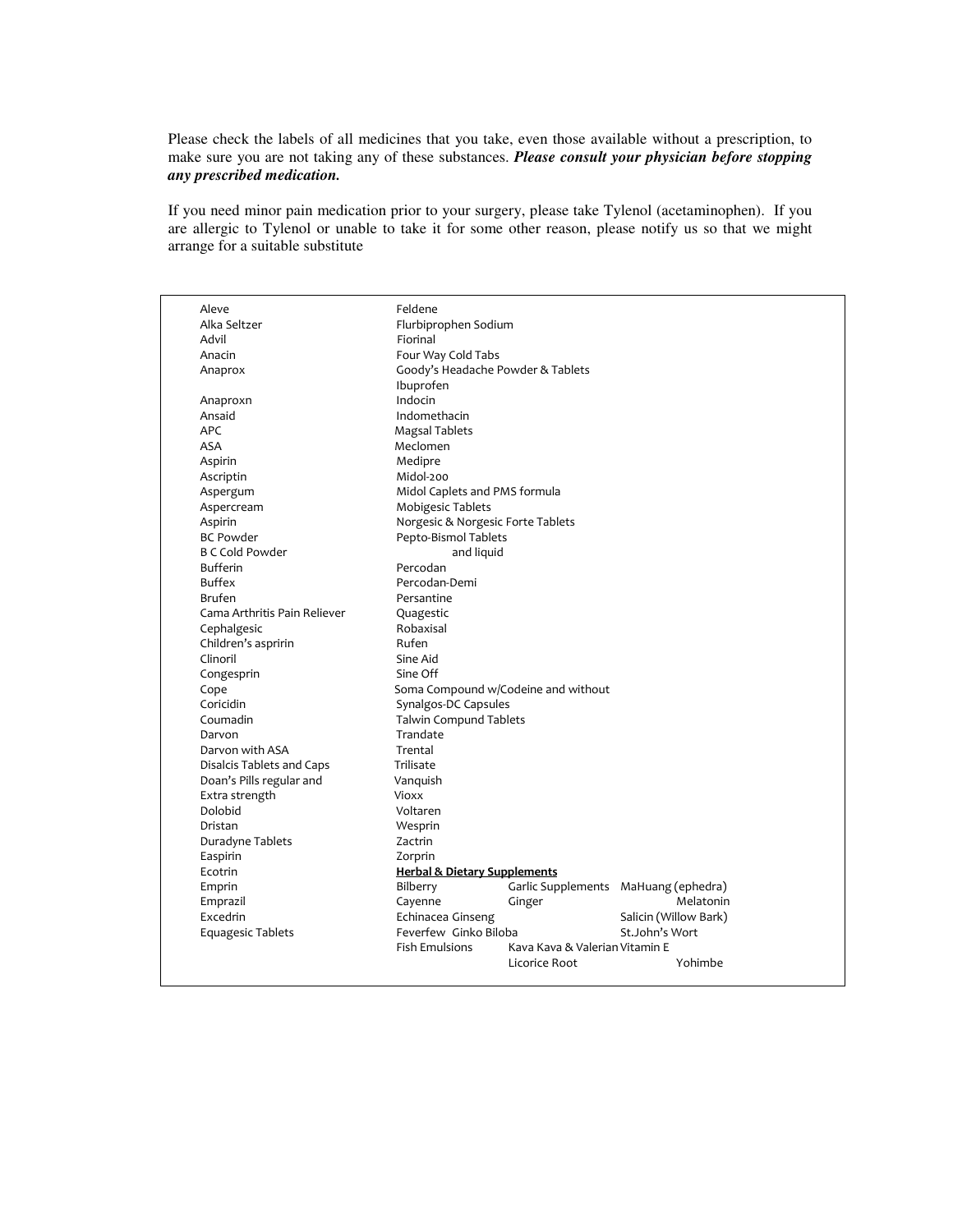Please check the labels of all medicines that you take, even those available without a prescription, to make sure you are not taking any of these substances. ***Please consult your physician before stopping any prescribed medication.***

If you need minor pain medication prior to your surgery, please take Tylenol (acetaminophen). If you are allergic to Tylenol or unable to take it for some other reason, please notify us so that we might arrange for a suitable substitute

| | |
|---|---|
| Aleve | Feldene |
| Alka Seltzer | Flurbiprophen Sodium |
| Advil | Fiorinal |
| Anacin | Four Way Cold Tabs |
| Anaprox | Goody's Headache Powder & Tablets |
| | Ibuprofen |
| Anaproxn | Indocin |
| Ansaid | Indomethacin |
| APC | Magsal Tablets |
| ASA | Meclomen |
| Aspirin | Medipre |
| Ascriptin | Midol-200 |
| Aspergum | Midol Caplets and PMS formula |
| Aspercream | Mobigesic Tablets |
| Aspirin | Norgesic & Norgesic Forte Tablets |
| BC Powder | Pepto-Bismol Tablets |
| B C Cold Powder | and liquid |
| Bufferin | Percodan |
| Buffex | Percodan-Demi |
| Brufen | Persantine |
| Cama Arthritis Pain Reliever | Quagestic |
| Cephalgesic | Robaxisal |
| Children's aspririn | Rufen |
| Clinoril | Sine Aid |
| Congesprin | Sine Off |
| Cope | Soma Compound w/Codeine and without |
| Coricidin | Synalgos-DC Capsules |
| Coumadin | Talwin Compund Tablets |
| Darvon | Trandate |
| Darvon with ASA | Trental |
| Disalcis Tablets and Caps | Trilisate |
| Doan's Pills regular and | Vanquish |
| Extra strength | Vioxx |
| Dolobid | Voltaren |
| Dristan | Wesprin |
| Duradyne Tablets | Zactrin |
| Easpirin | Zorprin |
| Ecotrin | **Herbal & Dietary Supplements** |
| Emprin | Bilberry, Garlic Supplements, MaHuang (ephedra) |
| Emprazil | Cayenne, Ginger, Melatonin |
| Excedrin | Echinacea Ginseng, Salicin (Willow Bark) |
| Equagesic Tablets | Feverfew Ginko Biloba, St.John's Wort |
| | Fish Emulsions, Kava Kava & Valerian Vitamin E |
| | Licorice Root, Yohimbe |